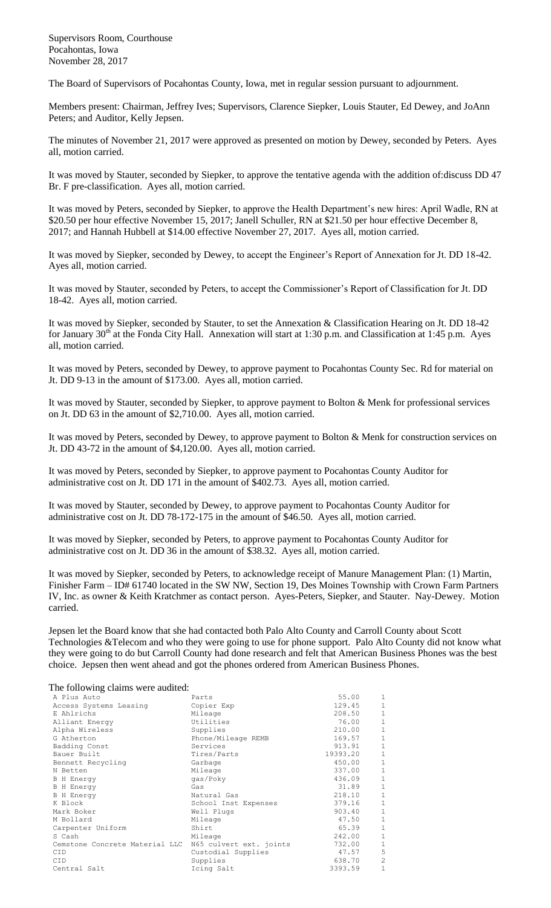Supervisors Room, Courthouse
Pocahontas, Iowa
November 28, 2017

The Board of Supervisors of Pocahontas County, Iowa, met in regular session pursuant to adjournment.

Members present: Chairman, Jeffrey Ives; Supervisors, Clarence Siepker, Louis Stauter, Ed Dewey, and JoAnn Peters; and Auditor, Kelly Jepsen.

The minutes of November 21, 2017 were approved as presented on motion by Dewey, seconded by Peters. Ayes all, motion carried.

It was moved by Stauter, seconded by Siepker, to approve the tentative agenda with the addition of:discuss DD 47 Br. F pre-classification. Ayes all, motion carried.

It was moved by Peters, seconded by Siepker, to approve the Health Department's new hires: April Wadle, RN at $20.50 per hour effective November 15, 2017; Janell Schuller, RN at $21.50 per hour effective December 8, 2017; and Hannah Hubbell at $14.00 effective November 27, 2017. Ayes all, motion carried.

It was moved by Siepker, seconded by Dewey, to accept the Engineer's Report of Annexation for Jt. DD 18-42. Ayes all, motion carried.

It was moved by Stauter, seconded by Peters, to accept the Commissioner's Report of Classification for Jt. DD 18-42. Ayes all, motion carried.

It was moved by Siepker, seconded by Stauter, to set the Annexation & Classification Hearing on Jt. DD 18-42 for January 30th at the Fonda City Hall. Annexation will start at 1:30 p.m. and Classification at 1:45 p.m. Ayes all, motion carried.

It was moved by Peters, seconded by Dewey, to approve payment to Pocahontas County Sec. Rd for material on Jt. DD 9-13 in the amount of $173.00. Ayes all, motion carried.

It was moved by Stauter, seconded by Siepker, to approve payment to Bolton & Menk for professional services on Jt. DD 63 in the amount of $2,710.00. Ayes all, motion carried.

It was moved by Peters, seconded by Dewey, to approve payment to Bolton & Menk for construction services on Jt. DD 43-72 in the amount of $4,120.00. Ayes all, motion carried.

It was moved by Peters, seconded by Siepker, to approve payment to Pocahontas County Auditor for administrative cost on Jt. DD 171 in the amount of $402.73. Ayes all, motion carried.

It was moved by Stauter, seconded by Dewey, to approve payment to Pocahontas County Auditor for administrative cost on Jt. DD 78-172-175 in the amount of $46.50. Ayes all, motion carried.

It was moved by Siepker, seconded by Peters, to approve payment to Pocahontas County Auditor for administrative cost on Jt. DD 36 in the amount of $38.32. Ayes all, motion carried.

It was moved by Siepker, seconded by Peters, to acknowledge receipt of Manure Management Plan: (1) Martin, Finisher Farm – ID# 61740 located in the SW NW, Section 19, Des Moines Township with Crown Farm Partners IV, Inc. as owner & Keith Kratchmer as contact person. Ayes-Peters, Siepker, and Stauter. Nay-Dewey. Motion carried.

Jepsen let the Board know that she had contacted both Palo Alto County and Carroll County about Scott Technologies &Telecom and who they were going to use for phone support. Palo Alto County did not know what they were going to do but Carroll County had done research and felt that American Business Phones was the best choice. Jepsen then went ahead and got the phones ordered from American Business Phones.

The following claims were audited:

| | | | |
|---|---|---|---|
| A Plus Auto | Parts | 55.00 | 1 |
| Access Systems Leasing | Copier Exp | 129.45 | 1 |
| E Ahlrichs | Mileage | 208.50 | 1 |
| Alliant Energy | Utilities | 76.00 | 1 |
| Alpha Wireless | Supplies | 210.00 | 1 |
| G Atherton | Phone/Mileage REMB | 169.57 | 1 |
| Badding Const | Services | 913.91 | 1 |
| Bauer Built | Tires/Parts | 19393.20 | 1 |
| Bennett Recycling | Garbage | 450.00 | 1 |
| N Betten | Mileage | 337.00 | 1 |
| B H Energy | gas/Poky | 436.09 | 1 |
| B H Energy | Gas | 31.89 | 1 |
| B H Energy | Natural Gas | 218.10 | 1 |
| K Block | School Inst Expenses | 379.16 | 1 |
| Mark Boker | Well Plugs | 903.40 | 1 |
| M Bollard | Mileage | 47.50 | 1 |
| Carpenter Uniform | Shirt | 65.39 | 1 |
| S Cash | Mileage | 242.00 | 1 |
| Cemstone Concrete Material LLC | N65 culvert ext. joints | 732.00 | 1 |
| CID | Custodial Supplies | 47.57 | 5 |
| CID | Supplies | 638.70 | 2 |
| Central Salt | Icing Salt | 3393.59 | 1 |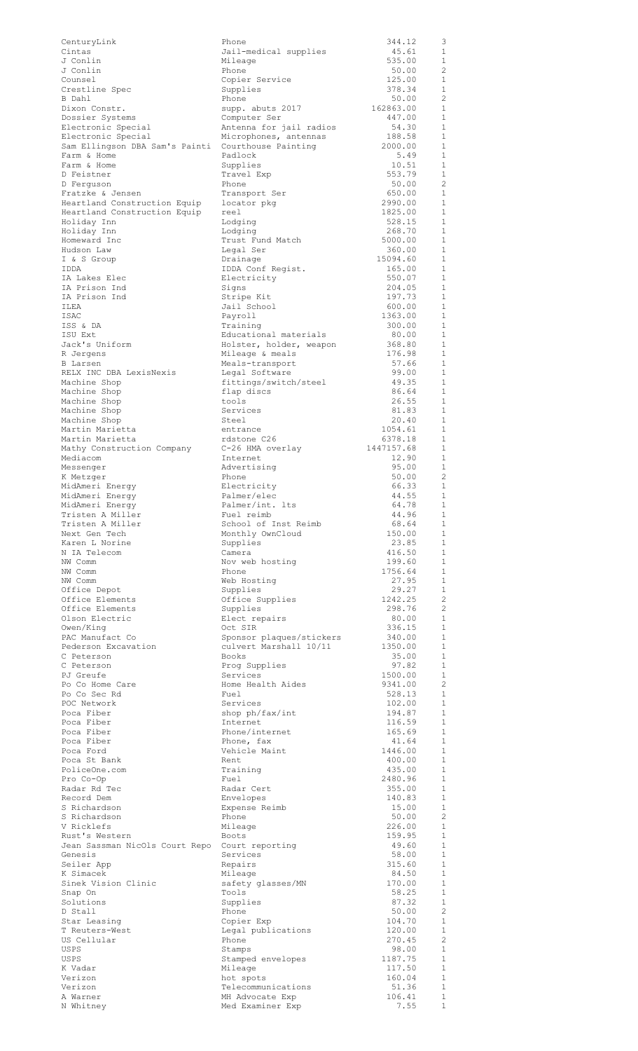| | | | |
|---|---|---|---|
| CenturyLink | Phone | 344.12 | 3 |
| Cintas | Jail-medical supplies | 45.61 | 1 |
| J Conlin | Mileage | 535.00 | 1 |
| J Conlin | Phone | 50.00 | 2 |
| Counsel | Copier Service | 125.00 | 1 |
| Crestline Spec | Supplies | 378.34 | 1 |
| B Dahl | Phone | 50.00 | 2 |
| Dixon Constr. | supp. abuts 2017 | 162863.00 | 1 |
| Dossier Systems | Computer Ser | 447.00 | 1 |
| Electronic Special | Antenna for jail radios | 54.30 | 1 |
| Electronic Special | Microphones, antennas | 188.58 | 1 |
| Sam Ellingson DBA Sam's Painti | Courthouse Painting | 2000.00 | 1 |
| Farm & Home | Padlock | 5.49 | 1 |
| Farm & Home | Supplies | 10.51 | 1 |
| D Feistner | Travel Exp | 553.79 | 1 |
| D Ferguson | Phone | 50.00 | 2 |
| Fratzke & Jensen | Transport Ser | 650.00 | 1 |
| Heartland Construction Equip | locator pkg | 2990.00 | 1 |
| Heartland Construction Equip | reel | 1825.00 | 1 |
| Holiday Inn | Lodging | 528.15 | 1 |
| Holiday Inn | Lodging | 268.70 | 1 |
| Homeward Inc | Trust Fund Match | 5000.00 | 1 |
| Hudson Law | Legal Ser | 360.00 | 1 |
| I & S Group | Drainage | 15094.60 | 1 |
| IDDA | IDDA Conf Regist. | 165.00 | 1 |
| IA Lakes Elec | Electricity | 550.07 | 1 |
| IA Prison Ind | Signs | 204.05 | 1 |
| IA Prison Ind | Stripe Kit | 197.73 | 1 |
| ILEA | Jail School | 600.00 | 1 |
| ISAC | Payroll | 1363.00 | 1 |
| ISS & DA | Training | 300.00 | 1 |
| ISU Ext | Educational materials | 80.00 | 1 |
| Jack's Uniform | Holster, holder, weapon | 368.80 | 1 |
| R Jergens | Mileage & meals | 176.98 | 1 |
| B Larsen | Meals-transport | 57.66 | 1 |
| RELX INC DBA LexisNexis | Legal Software | 99.00 | 1 |
| Machine Shop | fittings/switch/steel | 49.35 | 1 |
| Machine Shop | flap discs | 86.64 | 1 |
| Machine Shop | tools | 26.55 | 1 |
| Machine Shop | Services | 81.83 | 1 |
| Machine Shop | Steel | 20.40 | 1 |
| Martin Marietta | entrance | 1054.61 | 1 |
| Martin Marietta | rdstone C26 | 6378.18 | 1 |
| Mathy Construction Company | C-26 HMA overlay | 1447157.68 | 1 |
| Mediacom | Internet | 12.90 | 1 |
| Messenger | Advertising | 95.00 | 1 |
| K Metzger | Phone | 50.00 | 2 |
| MidAmeri Energy | Electricity | 66.33 | 1 |
| MidAmeri Energy | Palmer/elec | 44.55 | 1 |
| MidAmeri Energy | Palmer/int. lts | 64.78 | 1 |
| Tristen A Miller | Fuel reimb | 44.96 | 1 |
| Tristen A Miller | School of Inst Reimb | 68.64 | 1 |
| Next Gen Tech | Monthly OwnCloud | 150.00 | 1 |
| Karen L Norine | Supplies | 23.85 | 1 |
| N IA Telecom | Camera | 416.50 | 1 |
| NW Comm | Nov web hosting | 199.60 | 1 |
| NW Comm | Phone | 1756.64 | 1 |
| NW Comm | Web Hosting | 27.95 | 1 |
| Office Depot | Supplies | 29.27 | 1 |
| Office Elements | Office Supplies | 1242.25 | 2 |
| Office Elements | Supplies | 298.76 | 2 |
| Olson Electric | Elect repairs | 80.00 | 1 |
| Owen/King | Oct SIR | 336.15 | 1 |
| PAC Manufact Co | Sponsor plaques/stickers | 340.00 | 1 |
| Pederson Excavation | culvert Marshall 10/11 | 1350.00 | 1 |
| C Peterson | Books | 35.00 | 1 |
| C Peterson | Prog Supplies | 97.82 | 1 |
| PJ Greufe | Services | 1500.00 | 1 |
| Po Co Home Care | Home Health Aides | 9341.00 | 2 |
| Po Co Sec Rd | Fuel | 528.13 | 1 |
| POC Network | Services | 102.00 | 1 |
| Poca Fiber | shop ph/fax/int | 194.87 | 1 |
| Poca Fiber | Internet | 116.59 | 1 |
| Poca Fiber | Phone/internet | 165.69 | 1 |
| Poca Fiber | Phone, fax | 41.64 | 1 |
| Poca Ford | Vehicle Maint | 1446.00 | 1 |
| Poca St Bank | Rent | 400.00 | 1 |
| PoliceOne.com | Training | 435.00 | 1 |
| Pro Co-Op | Fuel | 2480.96 | 1 |
| Radar Rd Tec | Radar Cert | 355.00 | 1 |
| Record Dem | Envelopes | 140.83 | 1 |
| S Richardson | Expense Reimb | 15.00 | 1 |
| S Richardson | Phone | 50.00 | 2 |
| V Ricklefs | Mileage | 226.00 | 1 |
| Rust's Western | Boots | 159.95 | 1 |
| Jean Sassman NicOls Court Repo | Court reporting | 49.60 | 1 |
| Genesis | Services | 58.00 | 1 |
| Seiler App | Repairs | 315.60 | 1 |
| K Simacek | Mileage | 84.50 | 1 |
| Sinek Vision Clinic | safety glasses/MN | 170.00 | 1 |
| Snap On | Tools | 58.25 | 1 |
| Solutions | Supplies | 87.32 | 1 |
| D Stall | Phone | 50.00 | 2 |
| Star Leasing | Copier Exp | 104.70 | 1 |
| T Reuters-West | Legal publications | 120.00 | 1 |
| US Cellular | Phone | 270.45 | 2 |
| USPS | Stamps | 98.00 | 1 |
| USPS | Stamped envelopes | 1187.75 | 1 |
| K Vadar | Mileage | 117.50 | 1 |
| Verizon | hot spots | 160.04 | 1 |
| Verizon | Telecommunications | 51.36 | 1 |
| A Warner | MH Advocate Exp | 106.41 | 1 |
| N Whitney | Med Examiner Exp | 7.55 | 1 |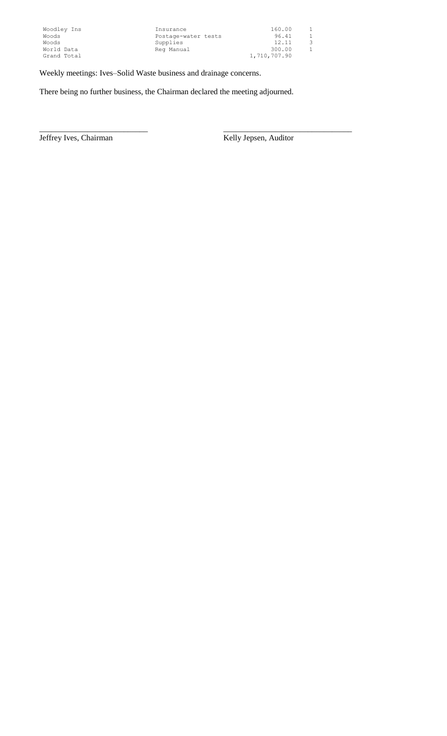| | | | |
|---|---|---|---|
| Woodley Ins | Insurance | 160.00 | 1 |
| Woods | Postage-water tests | 96.41 | 1 |
| Woods | Supplies | 12.11 | 3 |
| World Data | Reg Manual | 300.00 | 1 |
| Grand Total | | 1,710,707.90 | |

Weekly meetings: Ives–Solid Waste business and drainage concerns.

There being no further business, the Chairman declared the meeting adjourned.

\_\_\_\_\_\_\_\_\_\_\_\_\_\_\_\_\_\_\_\_\_\_\_\_\_\_\_\_
Jeffrey Ives, Chairman

\_\_\_\_\_\_\_\_\_\_\_\_\_\_\_\_\_\_\_\_\_\_\_\_\_\_\_\_
Kelly Jepsen, Auditor